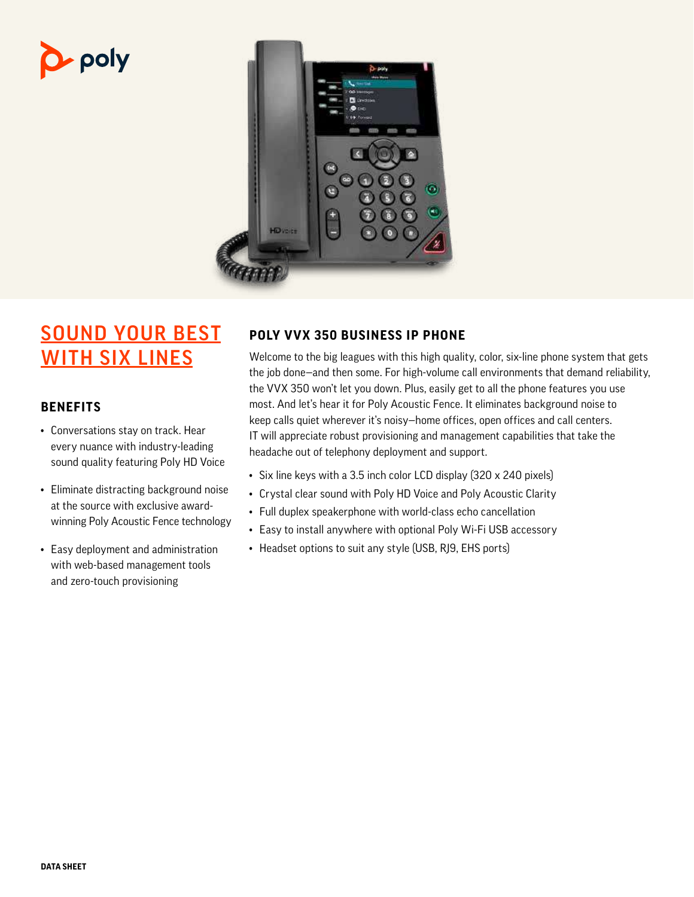# SOUND YOUR BEST WITH SIX LINES

## BENEFITS

- Conversations stay on track. Hear every nuance with industry-leading sound quality featuring Poly HD Voice
- Eliminate distracting background noise at the source with exclusive award-winning Poly Acoustic Fence technology
- Easy deployment and administration with web-based management tools and zero-touch provisioning

## POLY VVX 350 BUSINESS IP PHONE

Welcome to the big leagues with this high quality, color, six-line phone system that gets the job done—and then some. For high-volume call environments that demand reliability, the VVX 350 won't let you down. Plus, easily get to all the phone features you use most. And let's hear it for Poly Acoustic Fence. It eliminates background noise to keep calls quiet wherever it's noisy—home offices, open offices and call centers. IT will appreciate robust provisioning and management capabilities that take the headache out of telephony deployment and support.

- Six line keys with a 3.5 inch color LCD display (320 x 240 pixels)
- Crystal clear sound with Poly HD Voice and Poly Acoustic Clarity
- Full duplex speakerphone with world-class echo cancellation
- Easy to install anywhere with optional Poly Wi-Fi USB accessory
- Headset options to suit any style (USB, RJ9, EHS ports)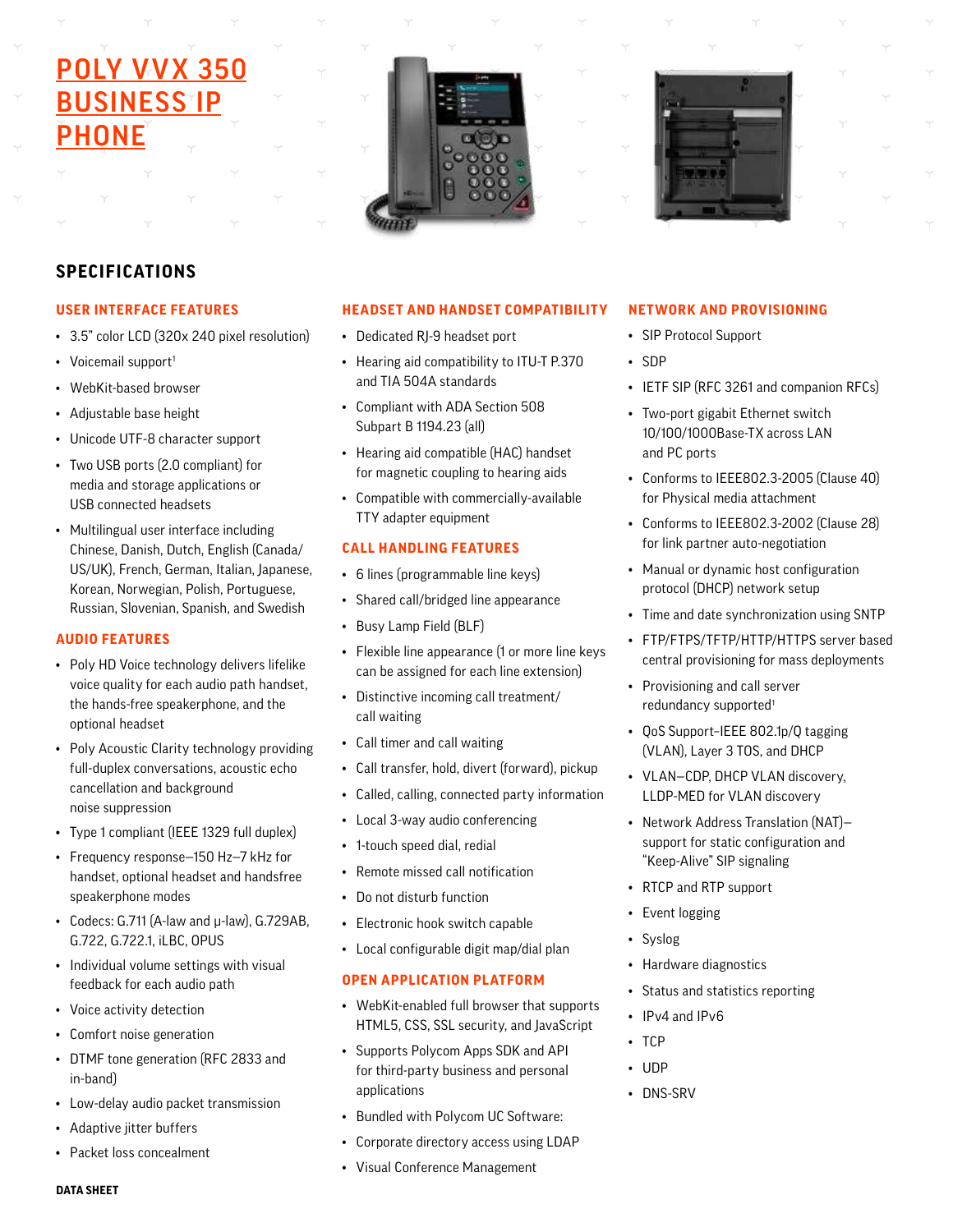# POLY VVX 350 BUSINESS IP PHONE

## SPECIFICATIONS

### USER INTERFACE FEATURES

- 3.5" color LCD (320x 240 pixel resolution)
- Voicemail support[1]
- WebKit-based browser
- Adjustable base height
- Unicode UTF-8 character support
- Two USB ports (2.0 compliant) for media and storage applications or USB connected headsets
- Multilingual user interface including Chinese, Danish, Dutch, English (Canada/US/UK), French, German, Italian, Japanese, Korean, Norwegian, Polish, Portuguese, Russian, Slovenian, Spanish, and Swedish

### AUDIO FEATURES

- Poly HD Voice technology delivers lifelike voice quality for each audio path handset, the hands-free speakerphone, and the optional headset
- Poly Acoustic Clarity technology providing full-duplex conversations, acoustic echo cancellation and background noise suppression
- Type 1 compliant (IEEE 1329 full duplex)
- Frequency response—150 Hz–7 kHz for handset, optional headset and handsfree speakerphone modes
- Codecs: G.711 (A-law and μ-law), G.729AB, G.722, G.722.1, iLBC, OPUS
- Individual volume settings with visual feedback for each audio path
- Voice activity detection
- Comfort noise generation
- DTMF tone generation (RFC 2833 and in-band)
- Low-delay audio packet transmission
- Adaptive jitter buffers
- Packet loss concealment

### HEADSET AND HANDSET COMPATIBILITY

- Dedicated RJ-9 headset port
- Hearing aid compatibility to ITU-T P.370 and TIA 504A standards
- Compliant with ADA Section 508 Subpart B 1194.23 (all)
- Hearing aid compatible (HAC) handset for magnetic coupling to hearing aids
- Compatible with commercially-available TTY adapter equipment

### CALL HANDLING FEATURES

- 6 lines (programmable line keys)
- Shared call/bridged line appearance
- Busy Lamp Field (BLF)
- Flexible line appearance (1 or more line keys can be assigned for each line extension)
- Distinctive incoming call treatment/call waiting
- Call timer and call waiting
- Call transfer, hold, divert (forward), pickup
- Called, calling, connected party information
- Local 3-way audio conferencing
- 1-touch speed dial, redial
- Remote missed call notification
- Do not disturb function
- Electronic hook switch capable
- Local configurable digit map/dial plan

### OPEN APPLICATION PLATFORM

- WebKit-enabled full browser that supports HTML5, CSS, SSL security, and JavaScript
- Supports Polycom Apps SDK and API for third-party business and personal applications
- Bundled with Polycom UC Software:
- Corporate directory access using LDAP
- Visual Conference Management

### NETWORK AND PROVISIONING

- SIP Protocol Support
- SDP
- IETF SIP (RFC 3261 and companion RFCs)
- Two-port gigabit Ethernet switch 10/100/1000Base-TX across LAN and PC ports
- Conforms to IEEE802.3-2005 (Clause 40) for Physical media attachment
- Conforms to IEEE802.3-2002 (Clause 28) for link partner auto-negotiation
- Manual or dynamic host configuration protocol (DHCP) network setup
- Time and date synchronization using SNTP
- FTP/FTPS/TFTP/HTTP/HTTPS server based central provisioning for mass deployments
- Provisioning and call server redundancy supported[1]
- QoS Support–IEEE 802.1p/Q tagging (VLAN), Layer 3 TOS, and DHCP
- VLAN—CDP, DHCP VLAN discovery, LLDP-MED for VLAN discovery
- Network Address Translation (NAT)—support for static configuration and "Keep-Alive" SIP signaling
- RTCP and RTP support
- Event logging
- Syslog
- Hardware diagnostics
- Status and statistics reporting
- IPv4 and IPv6
- TCP
- UDP
- DNS-SRV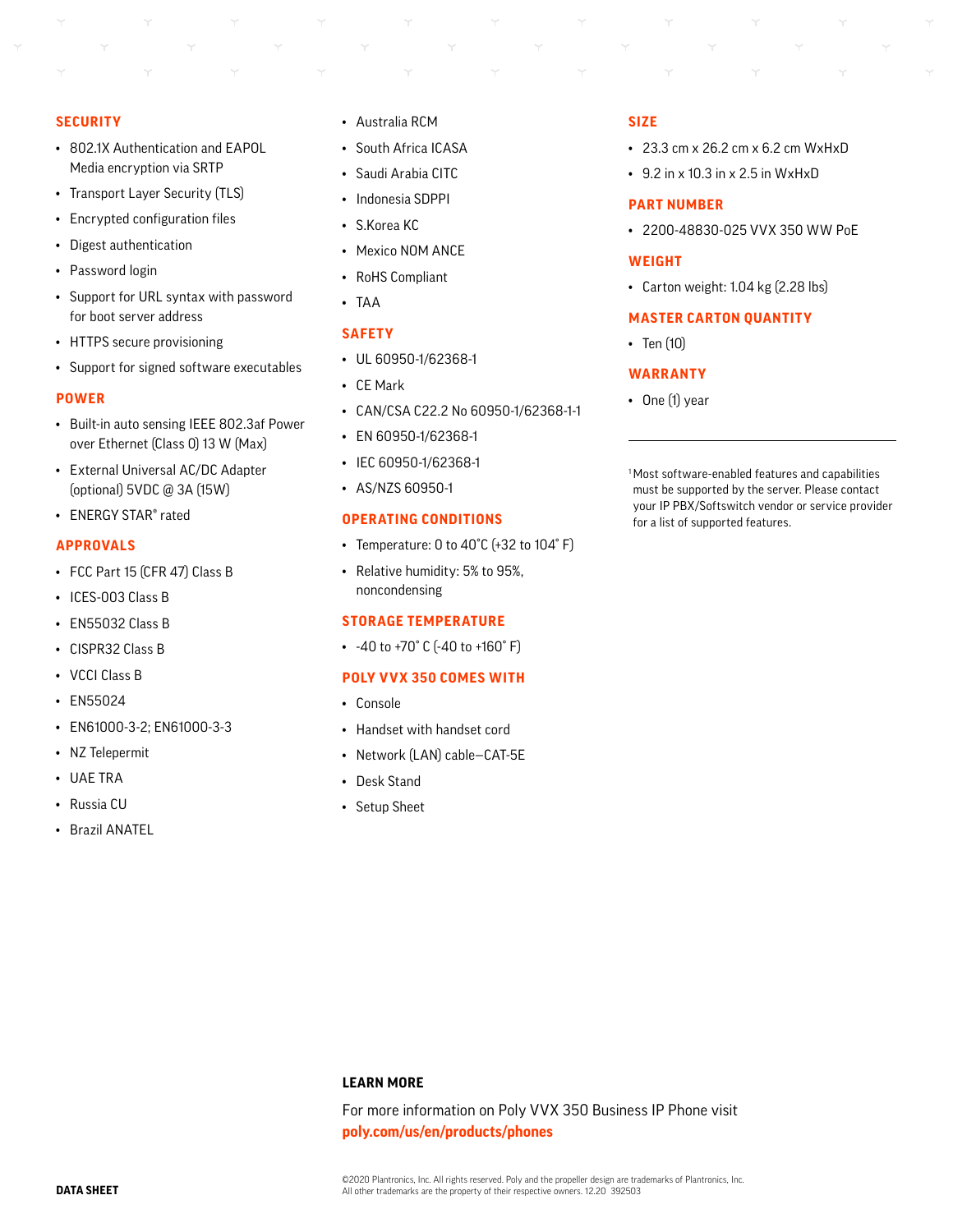## SECURITY

- 802.1X Authentication and EAPOL Media encryption via SRTP
- Transport Layer Security (TLS)
- Encrypted configuration files
- Digest authentication
- Password login
- Support for URL syntax with password for boot server address
- HTTPS secure provisioning
- Support for signed software executables

## POWER

- Built-in auto sensing IEEE 802.3af Power over Ethernet (Class 0) 13 W (Max)
- External Universal AC/DC Adapter (optional) 5VDC @ 3A (15W)
- ENERGY STAR® rated

## APPROVALS

- FCC Part 15 (CFR 47) Class B
- ICES-003 Class B
- EN55032 Class B
- CISPR32 Class B
- VCCI Class B
- EN55024
- EN61000-3-2; EN61000-3-3
- NZ Telepermit
- UAE TRA
- Russia CU
- Brazil ANATEL
- Australia RCM
- South Africa ICASA
- Saudi Arabia CITC
- Indonesia SDPPI
- S.Korea KC
- Mexico NOM ANCE
- RoHS Compliant
- TAA

## SAFETY

- UL 60950-1/62368-1
- CE Mark
- CAN/CSA C22.2 No 60950-1/62368-1-1
- EN 60950-1/62368-1
- IEC 60950-1/62368-1
- AS/NZS 60950-1

## OPERATING CONDITIONS

- Temperature: 0 to 40°C (+32 to 104° F)
- Relative humidity: 5% to 95%, noncondensing

## STORAGE TEMPERATURE

- -40 to +70° C (-40 to +160° F)

## POLY VVX 350 COMES WITH

- Console
- Handset with handset cord
- Network (LAN) cable—CAT-5E
- Desk Stand
- Setup Sheet

## SIZE

- 23.3 cm x 26.2 cm x 6.2 cm WxHxD
- 9.2 in x 10.3 in x 2.5 in WxHxD

## PART NUMBER

- 2200-48830-025 VVX 350 WW PoE

## WEIGHT

- Carton weight: 1.04 kg (2.28 lbs)

## MASTER CARTON QUANTITY

- Ten (10)

## WARRANTY

- One (1) year

---

[1] Most software-enabled features and capabilities must be supported by the server. Please contact your IP PBX/Softswitch vendor or service provider for a list of supported features.

**LEARN MORE**

For more information on Poly VVX 350 Business IP Phone visit **poly.com/us/en/products/phones**

**DATA SHEET**

©2020 Plantronics, Inc. All rights reserved. Poly and the propeller design are trademarks of Plantronics, Inc. All other trademarks are the property of their respective owners. 12.20 392503